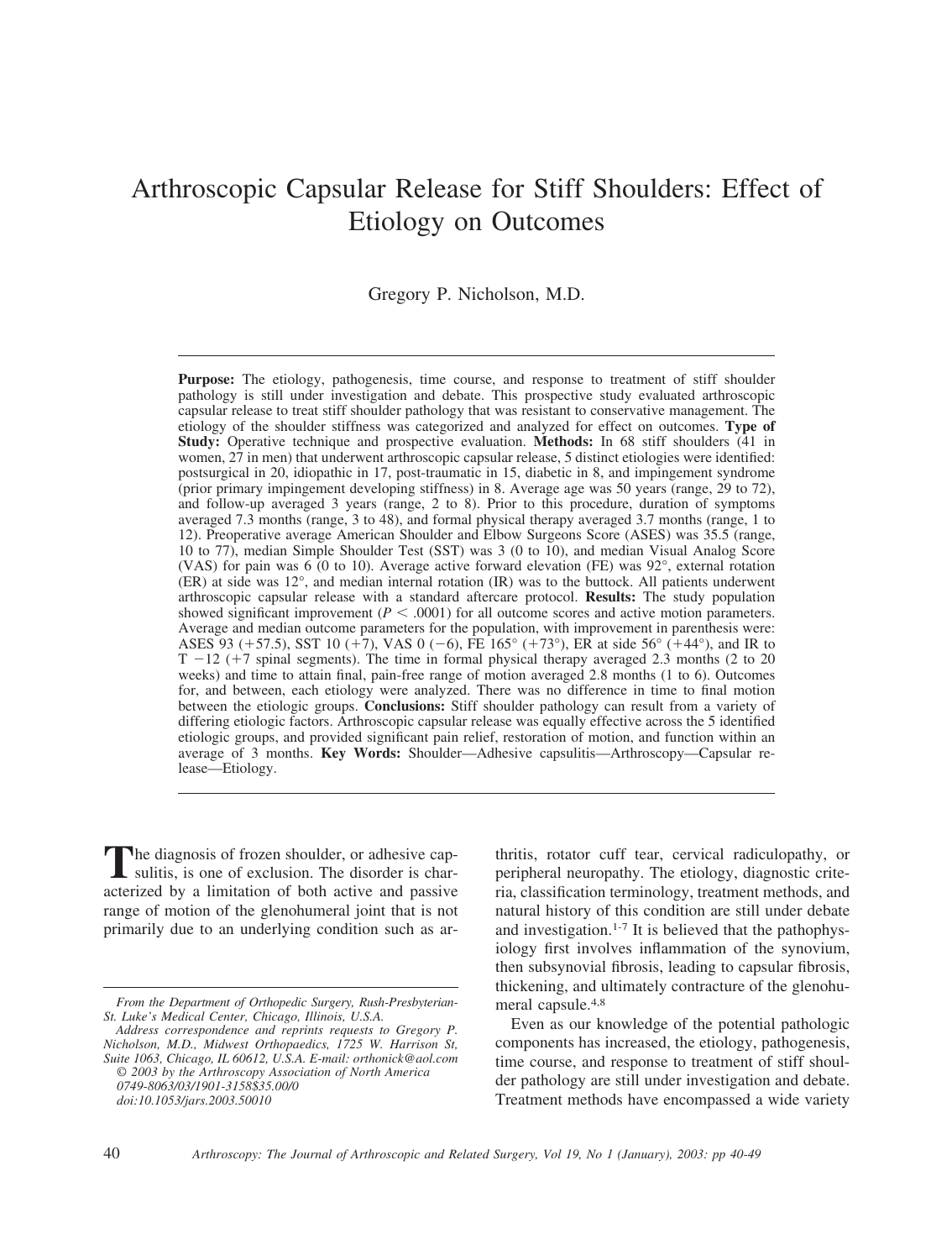# Arthroscopic Capsular Release for Stiff Shoulders: Effect of Etiology on Outcomes

Gregory P. Nicholson, M.D.

**Purpose:** The etiology, pathogenesis, time course, and response to treatment of stiff shoulder pathology is still under investigation and debate. This prospective study evaluated arthroscopic capsular release to treat stiff shoulder pathology that was resistant to conservative management. The etiology of the shoulder stiffness was categorized and analyzed for effect on outcomes. **Type of Study:** Operative technique and prospective evaluation. **Methods:** In 68 stiff shoulders (41 in women, 27 in men) that underwent arthroscopic capsular release, 5 distinct etiologies were identified: postsurgical in 20, idiopathic in 17, post-traumatic in 15, diabetic in 8, and impingement syndrome (prior primary impingement developing stiffness) in 8. Average age was 50 years (range, 29 to 72), and follow-up averaged 3 years (range, 2 to 8). Prior to this procedure, duration of symptoms averaged 7.3 months (range, 3 to 48), and formal physical therapy averaged 3.7 months (range, 1 to 12). Preoperative average American Shoulder and Elbow Surgeons Score (ASES) was 35.5 (range, 10 to 77), median Simple Shoulder Test (SST) was 3 (0 to 10), and median Visual Analog Score (VAS) for pain was 6 (0 to 10). Average active forward elevation (FE) was 92°, external rotation (ER) at side was 12°, and median internal rotation (IR) was to the buttock. All patients underwent arthroscopic capsular release with a standard aftercare protocol. **Results:** The study population showed significant improvement ($P < .0001$) for all outcome scores and active motion parameters. Average and median outcome parameters for the population, with improvement in parenthesis were: ASES 93 (+57.5), SST 10 (+7), VAS 0 (−6), FE 165° (+73°), ER at side 56° (+44°), and IR to T −12 (+7 spinal segments). The time in formal physical therapy averaged 2.3 months (2 to 20 weeks) and time to attain final, pain-free range of motion averaged 2.8 months (1 to 6). Outcomes for, and between, each etiology were analyzed. There was no difference in time to final motion between the etiologic groups. **Conclusions:** Stiff shoulder pathology can result from a variety of differing etiologic factors. Arthroscopic capsular release was equally effective across the 5 identified etiologic groups, and provided significant pain relief, restoration of motion, and function within an average of 3 months. **Key Words:** Shoulder—Adhesive capsulitis—Arthroscopy—Capsular release—Etiology.

The diagnosis of frozen shoulder, or adhesive capsulitis, is one of exclusion. The disorder is characterized by a limitation of both active and passive range of motion of the glenohumeral joint that is not primarily due to an underlying condition such as arthritis, rotator cuff tear, cervical radiculopathy, or peripheral neuropathy. The etiology, diagnostic criteria, classification terminology, treatment methods, and natural history of this condition are still under debate and investigation.[1-7] It is believed that the pathophysiology first involves inflammation of the synovium, then subsynovial fibrosis, leading to capsular fibrosis, thickening, and ultimately contracture of the glenohumeral capsule.[4,8]

Even as our knowledge of the potential pathologic components has increased, the etiology, pathogenesis, time course, and response to treatment of stiff shoulder pathology are still under investigation and debate. Treatment methods have encompassed a wide variety

*From the Department of Orthopedic Surgery, Rush-Presbyterian-St. Luke's Medical Center, Chicago, Illinois, U.S.A.*

*Address correspondence and reprints requests to Gregory P. Nicholson, M.D., Midwest Orthopaedics, 1725 W. Harrison St, Suite 1063, Chicago, IL 60612, U.S.A. E-mail: orthonick@aol.com*

*© 2003 by the Arthroscopy Association of North America*
*0749-8063/03/1901-3158$35.00/0*
*doi:10.1053/jars.2003.50010*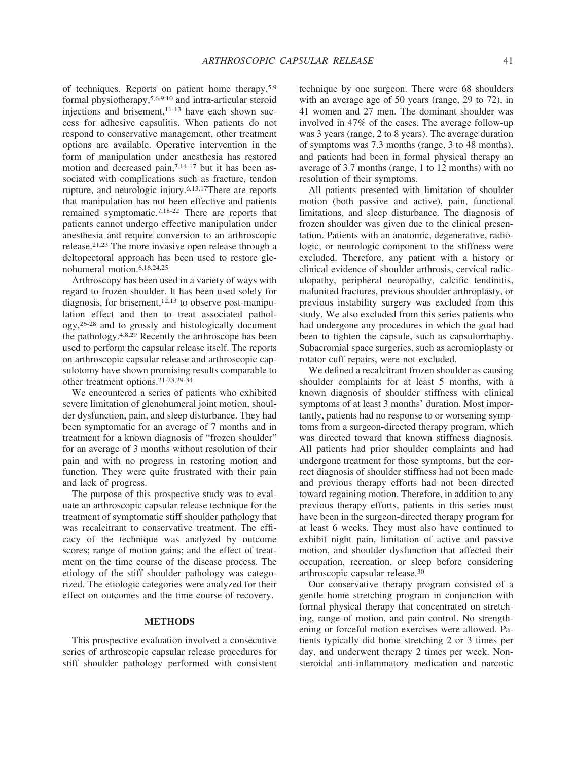of techniques. Reports on patient home therapy,[5,9] formal physiotherapy,[5,6,9,10] and intra-articular steroid injections and brisement,[11-13] have each shown success for adhesive capsulitis. When patients do not respond to conservative management, other treatment options are available. Operative intervention in the form of manipulation under anesthesia has restored motion and decreased pain,[7,14-17] but it has been associated with complications such as fracture, tendon rupture, and neurologic injury.[6,13,17]There are reports that manipulation has not been effective and patients remained symptomatic.[7,18-22] There are reports that patients cannot undergo effective manipulation under anesthesia and require conversion to an arthroscopic release.[21,23] The more invasive open release through a deltopectoral approach has been used to restore glenohumeral motion.[6,16,24,25]

Arthroscopy has been used in a variety of ways with regard to frozen shoulder. It has been used solely for diagnosis, for brisement,[12,13] to observe post-manipulation effect and then to treat associated pathology,[26-28] and to grossly and histologically document the pathology.[4,8,29] Recently the arthroscope has been used to perform the capsular release itself. The reports on arthroscopic capsular release and arthroscopic capsulotomy have shown promising results comparable to other treatment options.[21-23,29-34]

We encountered a series of patients who exhibited severe limitation of glenohumeral joint motion, shoulder dysfunction, pain, and sleep disturbance. They had been symptomatic for an average of 7 months and in treatment for a known diagnosis of "frozen shoulder" for an average of 3 months without resolution of their pain and with no progress in restoring motion and function. They were quite frustrated with their pain and lack of progress.

The purpose of this prospective study was to evaluate an arthroscopic capsular release technique for the treatment of symptomatic stiff shoulder pathology that was recalcitrant to conservative treatment. The efficacy of the technique was analyzed by outcome scores; range of motion gains; and the effect of treatment on the time course of the disease process. The etiology of the stiff shoulder pathology was categorized. The etiologic categories were analyzed for their effect on outcomes and the time course of recovery.

## METHODS

This prospective evaluation involved a consecutive series of arthroscopic capsular release procedures for stiff shoulder pathology performed with consistent technique by one surgeon. There were 68 shoulders with an average age of 50 years (range, 29 to 72), in 41 women and 27 men. The dominant shoulder was involved in 47% of the cases. The average follow-up was 3 years (range, 2 to 8 years). The average duration of symptoms was 7.3 months (range, 3 to 48 months), and patients had been in formal physical therapy an average of 3.7 months (range, 1 to 12 months) with no resolution of their symptoms.

All patients presented with limitation of shoulder motion (both passive and active), pain, functional limitations, and sleep disturbance. The diagnosis of frozen shoulder was given due to the clinical presentation. Patients with an anatomic, degenerative, radiologic, or neurologic component to the stiffness were excluded. Therefore, any patient with a history or clinical evidence of shoulder arthrosis, cervical radiculopathy, peripheral neuropathy, calcific tendinitis, malunited fractures, previous shoulder arthroplasty, or previous instability surgery was excluded from this study. We also excluded from this series patients who had undergone any procedures in which the goal had been to tighten the capsule, such as capsulorrhaphy. Subacromial space surgeries, such as acromioplasty or rotator cuff repairs, were not excluded.

We defined a recalcitrant frozen shoulder as causing shoulder complaints for at least 5 months, with a known diagnosis of shoulder stiffness with clinical symptoms of at least 3 months' duration. Most importantly, patients had no response to or worsening symptoms from a surgeon-directed therapy program, which was directed toward that known stiffness diagnosis. All patients had prior shoulder complaints and had undergone treatment for those symptoms, but the correct diagnosis of shoulder stiffness had not been made and previous therapy efforts had not been directed toward regaining motion. Therefore, in addition to any previous therapy efforts, patients in this series must have been in the surgeon-directed therapy program for at least 6 weeks. They must also have continued to exhibit night pain, limitation of active and passive motion, and shoulder dysfunction that affected their occupation, recreation, or sleep before considering arthroscopic capsular release.[30]

Our conservative therapy program consisted of a gentle home stretching program in conjunction with formal physical therapy that concentrated on stretching, range of motion, and pain control. No strengthening or forceful motion exercises were allowed. Patients typically did home stretching 2 or 3 times per day, and underwent therapy 2 times per week. Nonsteroidal anti-inflammatory medication and narcotic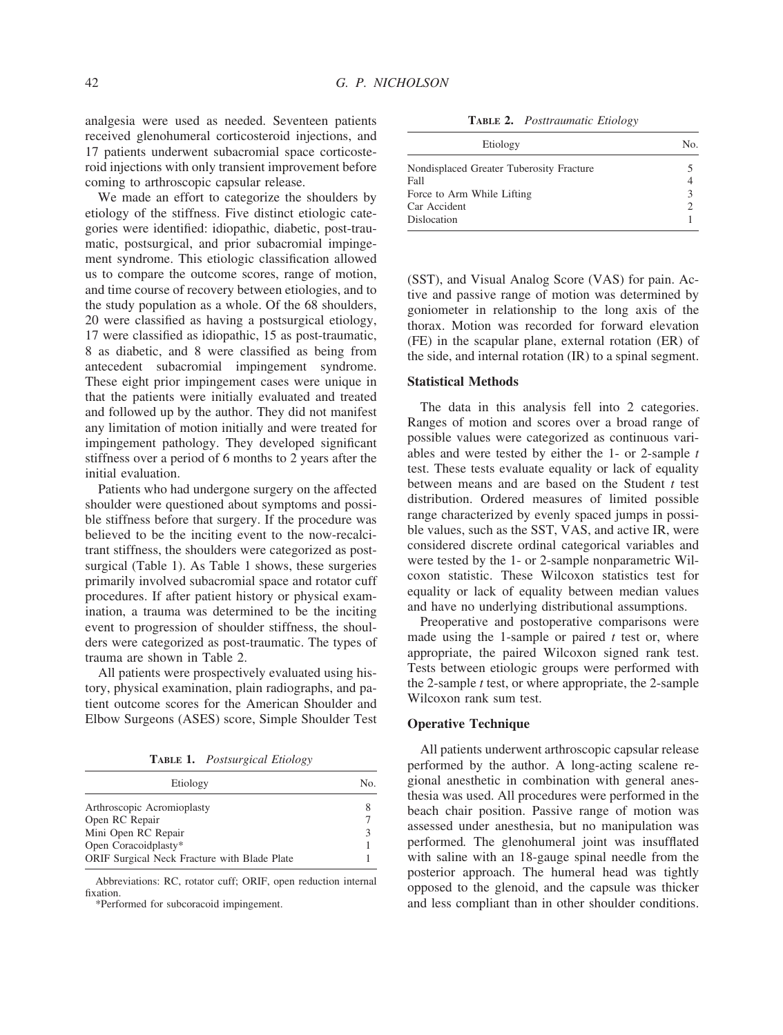analgesia were used as needed. Seventeen patients received glenohumeral corticosteroid injections, and 17 patients underwent subacromial space corticosteroid injections with only transient improvement before coming to arthroscopic capsular release.

We made an effort to categorize the shoulders by etiology of the stiffness. Five distinct etiologic categories were identified: idiopathic, diabetic, post-traumatic, postsurgical, and prior subacromial impingement syndrome. This etiologic classification allowed us to compare the outcome scores, range of motion, and time course of recovery between etiologies, and to the study population as a whole. Of the 68 shoulders, 20 were classified as having a postsurgical etiology, 17 were classified as idiopathic, 15 as post-traumatic, 8 as diabetic, and 8 were classified as being from antecedent subacromial impingement syndrome. These eight prior impingement cases were unique in that the patients were initially evaluated and treated and followed up by the author. They did not manifest any limitation of motion initially and were treated for impingement pathology. They developed significant stiffness over a period of 6 months to 2 years after the initial evaluation.

Patients who had undergone surgery on the affected shoulder were questioned about symptoms and possible stiffness before that surgery. If the procedure was believed to be the inciting event to the now-recalcitrant stiffness, the shoulders were categorized as postsurgical (Table 1). As Table 1 shows, these surgeries primarily involved subacromial space and rotator cuff procedures. If after patient history or physical examination, a trauma was determined to be the inciting event to progression of shoulder stiffness, the shoulders were categorized as post-traumatic. The types of trauma are shown in Table 2.

All patients were prospectively evaluated using history, physical examination, plain radiographs, and patient outcome scores for the American Shoulder and Elbow Surgeons (ASES) score, Simple Shoulder Test (SST), and Visual Analog Score (VAS) for pain. Active and passive range of motion was determined by goniometer in relationship to the long axis of the thorax. Motion was recorded for forward elevation (FE) in the scapular plane, external rotation (ER) of the side, and internal rotation (IR) to a spinal segment.

**Table 1.** *Postsurgical Etiology*

| Etiology | No. |
|---|---|
| Arthroscopic Acromioplasty | 8 |
| Open RC Repair | 7 |
| Mini Open RC Repair | 3 |
| Open Coracoidplasty* | 1 |
| ORIF Surgical Neck Fracture with Blade Plate | 1 |

Abbreviations: RC, rotator cuff; ORIF, open reduction internal fixation.

*Performed for subcoracoid impingement.

**Table 2.** *Posttraumatic Etiology*

| Etiology | No. |
|---|---|
| Nondisplaced Greater Tuberosity Fracture | 5 |
| Fall | 4 |
| Force to Arm While Lifting | 3 |
| Car Accident | 2 |
| Dislocation | 1 |

### Statistical Methods

The data in this analysis fell into 2 categories. Ranges of motion and scores over a broad range of possible values were categorized as continuous variables and were tested by either the 1- or 2-sample *t* test. These tests evaluate equality or lack of equality between means and are based on the Student *t* test distribution. Ordered measures of limited possible range characterized by evenly spaced jumps in possible values, such as the SST, VAS, and active IR, were considered discrete ordinal categorical variables and were tested by the 1- or 2-sample nonparametric Wilcoxon statistic. These Wilcoxon statistics test for equality or lack of equality between median values and have no underlying distributional assumptions.

Preoperative and postoperative comparisons were made using the 1-sample or paired *t* test or, where appropriate, the paired Wilcoxon signed rank test. Tests between etiologic groups were performed with the 2-sample *t* test, or where appropriate, the 2-sample Wilcoxon rank sum test.

### Operative Technique

All patients underwent arthroscopic capsular release performed by the author. A long-acting scalene regional anesthetic in combination with general anesthesia was used. All procedures were performed in the beach chair position. Passive range of motion was assessed under anesthesia, but no manipulation was performed. The glenohumeral joint was insufflated with saline with an 18-gauge spinal needle from the posterior approach. The humeral head was tightly opposed to the glenoid, and the capsule was thicker and less compliant than in other shoulder conditions.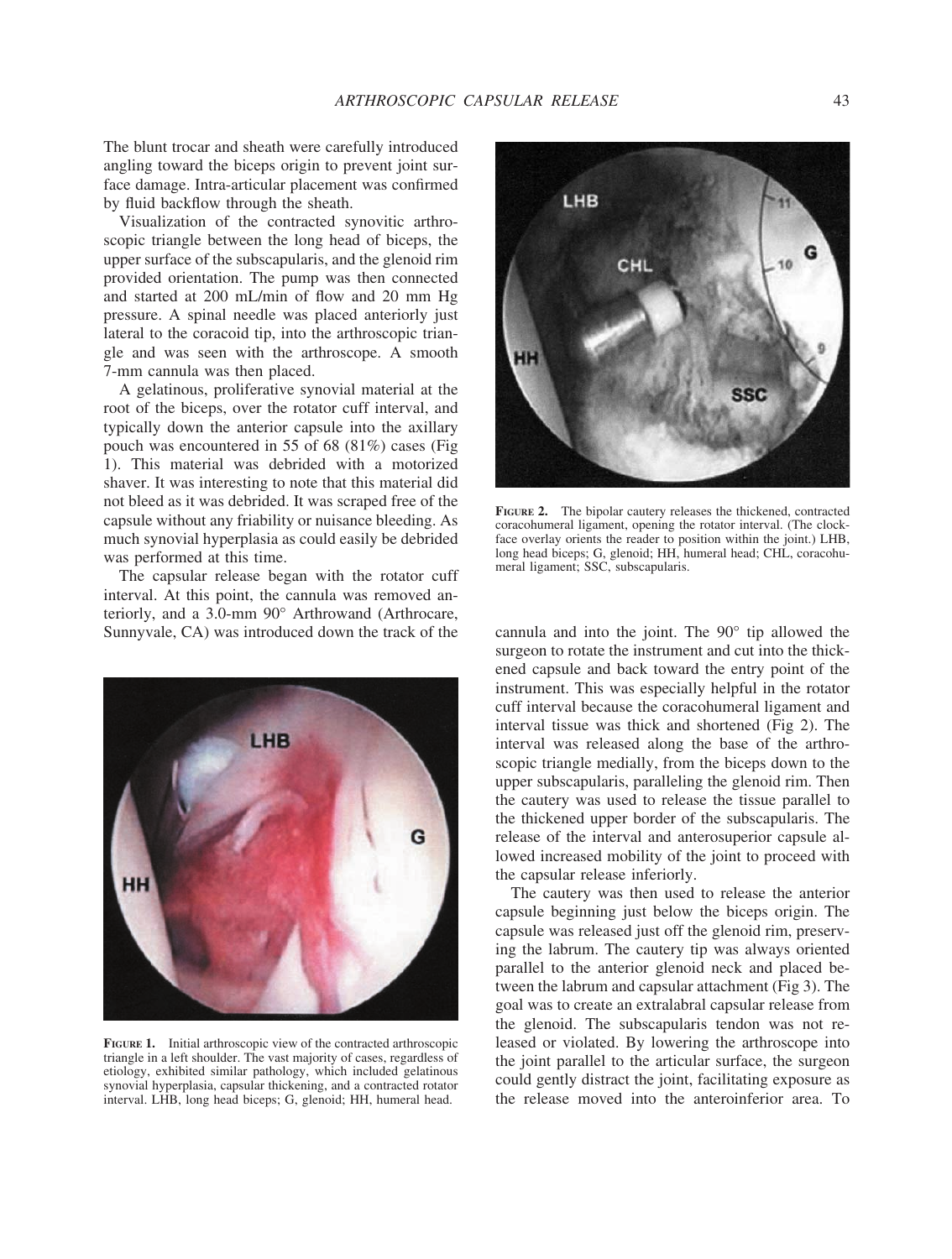The blunt trocar and sheath were carefully introduced angling toward the biceps origin to prevent joint surface damage. Intra-articular placement was confirmed by fluid backflow through the sheath.

Visualization of the contracted synovitic arthroscopic triangle between the long head of biceps, the upper surface of the subscapularis, and the glenoid rim provided orientation. The pump was then connected and started at 200 mL/min of flow and 20 mm Hg pressure. A spinal needle was placed anteriorly just lateral to the coracoid tip, into the arthroscopic triangle and was seen with the arthroscope. A smooth 7-mm cannula was then placed.

A gelatinous, proliferative synovial material at the root of the biceps, over the rotator cuff interval, and typically down the anterior capsule into the axillary pouch was encountered in 55 of 68 (81%) cases (Fig 1). This material was debrided with a motorized shaver. It was interesting to note that this material did not bleed as it was debrided. It was scraped free of the capsule without any friability or nuisance bleeding. As much synovial hyperplasia as could easily be debrided was performed at this time.

The capsular release began with the rotator cuff interval. At this point, the cannula was removed anteriorly, and a 3.0-mm 90° Arthrowand (Arthrocare, Sunnyvale, CA) was introduced down the track of the cannula and into the joint. The 90° tip allowed the surgeon to rotate the instrument and cut into the thickened capsule and back toward the entry point of the instrument. This was especially helpful in the rotator cuff interval because the coracohumeral ligament and interval tissue was thick and shortened (Fig 2). The interval was released along the base of the arthroscopic triangle medially, from the biceps down to the upper subscapularis, paralleling the glenoid rim. Then the cautery was used to release the tissue parallel to the thickened upper border of the subscapularis. The release of the interval and anterosuperior capsule allowed increased mobility of the joint to proceed with the capsular release inferiorly.

**FIGURE 1.** Initial arthroscopic view of the contracted arthroscopic triangle in a left shoulder. The vast majority of cases, regardless of etiology, exhibited similar pathology, which included gelatinous synovial hyperplasia, capsular thickening, and a contracted rotator interval. LHB, long head biceps; G, glenoid; HH, humeral head.

**FIGURE 2.** The bipolar cautery releases the thickened, contracted coracohumeral ligament, opening the rotator interval. (The clockface overlay orients the reader to position within the joint.) LHB, long head biceps; G, glenoid; HH, humeral head; CHL, coracohumeral ligament; SSC, subscapularis.

The cautery was then used to release the anterior capsule beginning just below the biceps origin. The capsule was released just off the glenoid rim, preserving the labrum. The cautery tip was always oriented parallel to the anterior glenoid neck and placed between the labrum and capsular attachment (Fig 3). The goal was to create an extralabral capsular release from the glenoid. The subscapularis tendon was not released or violated. By lowering the arthroscope into the joint parallel to the articular surface, the surgeon could gently distract the joint, facilitating exposure as the release moved into the anteroinferior area. To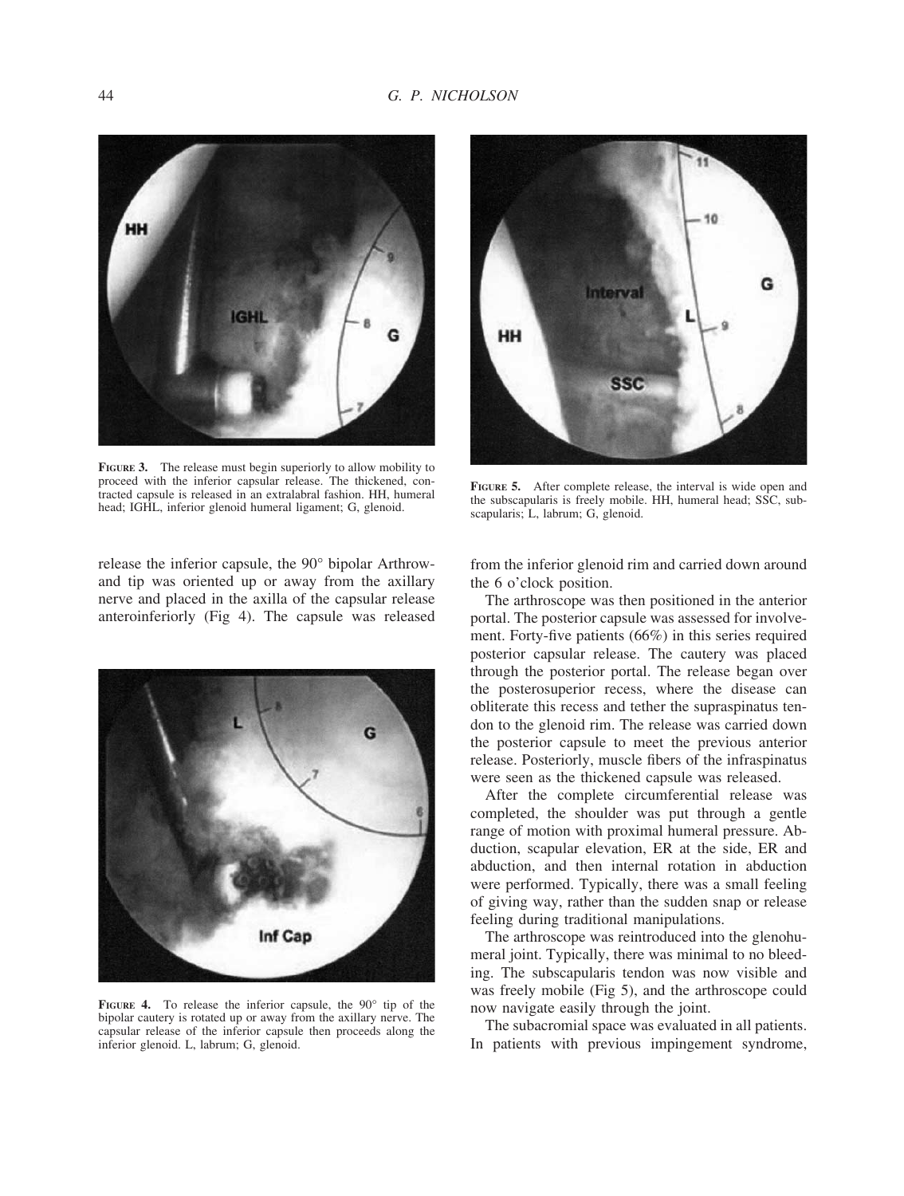FIGURE 3. The release must begin superiorly to allow mobility to proceed with the inferior capsular release. The thickened, contracted capsule is released in an extralabral fashion. HH, humeral head; IGHL, inferior glenoid humeral ligament; G, glenoid.

FIGURE 5. After complete release, the interval is wide open and the subscapularis is freely mobile. HH, humeral head; SSC, subscapularis; L, labrum; G, glenoid.

release the inferior capsule, the 90° bipolar Arthrowand tip was oriented up or away from the axillary nerve and placed in the axilla of the capsular release anteroinferiorly (Fig 4). The capsule was released from the inferior glenoid rim and carried down around the 6 o'clock position.

FIGURE 4. To release the inferior capsule, the 90° tip of the bipolar cautery is rotated up or away from the axillary nerve. The capsular release of the inferior capsule then proceeds along the inferior glenoid. L, labrum; G, glenoid.

The arthroscope was then positioned in the anterior portal. The posterior capsule was assessed for involvement. Forty-five patients (66%) in this series required posterior capsular release. The cautery was placed through the posterior portal. The release began over the posterosuperior recess, where the disease can obliterate this recess and tether the supraspinatus tendon to the glenoid rim. The release was carried down the posterior capsule to meet the previous anterior release. Posteriorly, muscle fibers of the infraspinatus were seen as the thickened capsule was released.

After the complete circumferential release was completed, the shoulder was put through a gentle range of motion with proximal humeral pressure. Abduction, scapular elevation, ER at the side, ER and abduction, and then internal rotation in abduction were performed. Typically, there was a small feeling of giving way, rather than the sudden snap or release feeling during traditional manipulations.

The arthroscope was reintroduced into the glenohumeral joint. Typically, there was minimal to no bleeding. The subscapularis tendon was now visible and was freely mobile (Fig 5), and the arthroscope could now navigate easily through the joint.

The subacromial space was evaluated in all patients. In patients with previous impingement syndrome,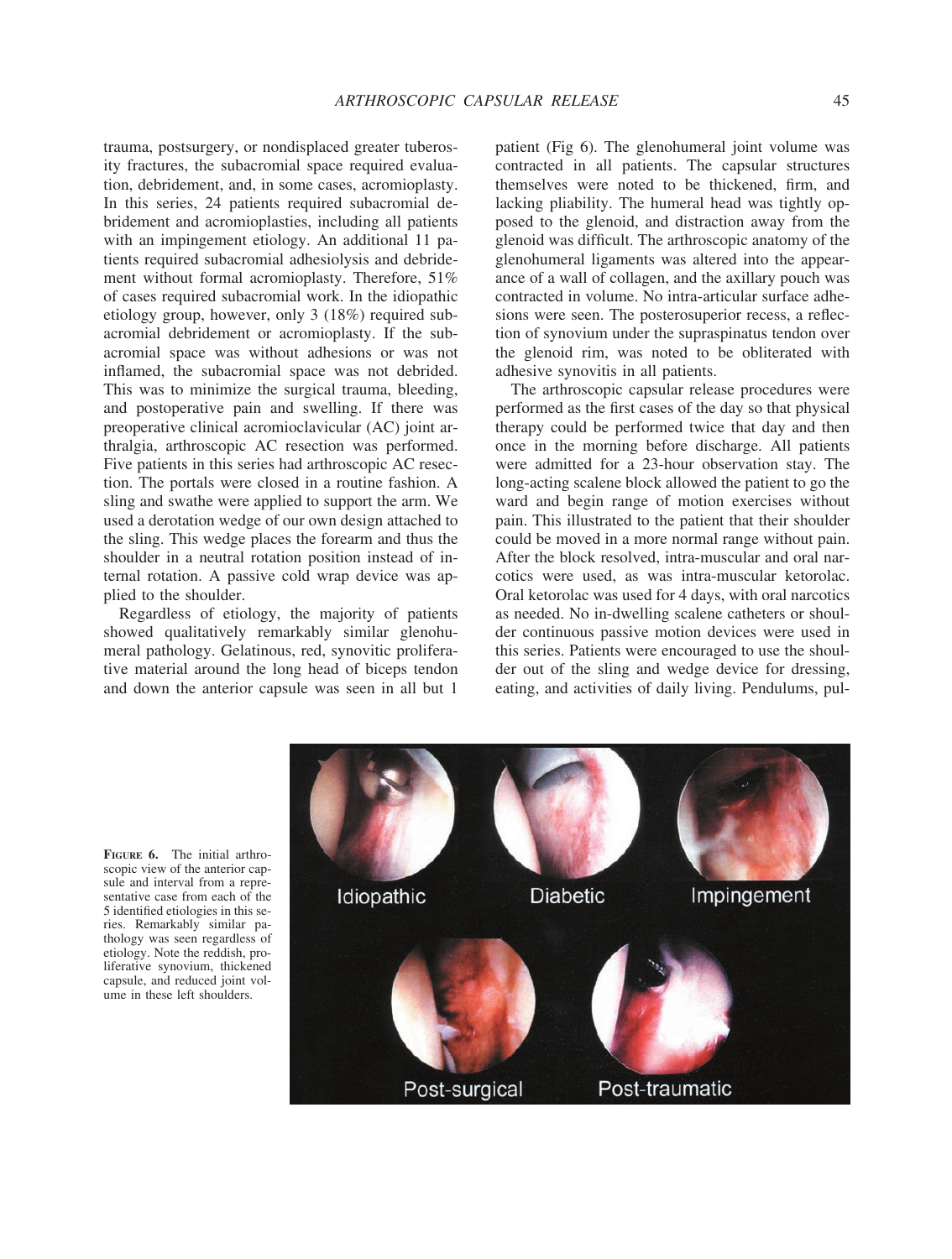trauma, postsurgery, or nondisplaced greater tuberosity fractures, the subacromial space required evaluation, debridement, and, in some cases, acromioplasty. In this series, 24 patients required subacromial debridement and acromioplasties, including all patients with an impingement etiology. An additional 11 patients required subacromial adhesiolysis and debridement without formal acromioplasty. Therefore, 51% of cases required subacromial work. In the idiopathic etiology group, however, only 3 (18%) required subacromial debridement or acromioplasty. If the subacromial space was without adhesions or was not inflamed, the subacromial space was not debrided. This was to minimize the surgical trauma, bleeding, and postoperative pain and swelling. If there was preoperative clinical acromioclavicular (AC) joint arthralgia, arthroscopic AC resection was performed. Five patients in this series had arthroscopic AC resection. The portals were closed in a routine fashion. A sling and swathe were applied to support the arm. We used a derotation wedge of our own design attached to the sling. This wedge places the forearm and thus the shoulder in a neutral rotation position instead of internal rotation. A passive cold wrap device was applied to the shoulder.

Regardless of etiology, the majority of patients showed qualitatively remarkably similar glenohumeral pathology. Gelatinous, red, synovitic proliferative material around the long head of biceps tendon and down the anterior capsule was seen in all but 1 patient (Fig 6). The glenohumeral joint volume was contracted in all patients. The capsular structures themselves were noted to be thickened, firm, and lacking pliability. The humeral head was tightly opposed to the glenoid, and distraction away from the glenoid was difficult. The arthroscopic anatomy of the glenohumeral ligaments was altered into the appearance of a wall of collagen, and the axillary pouch was contracted in volume. No intra-articular surface adhesions were seen. The posterosuperior recess, a reflection of synovium under the supraspinatus tendon over the glenoid rim, was noted to be obliterated with adhesive synovitis in all patients.

The arthroscopic capsular release procedures were performed as the first cases of the day so that physical therapy could be performed twice that day and then once in the morning before discharge. All patients were admitted for a 23-hour observation stay. The long-acting scalene block allowed the patient to go the ward and begin range of motion exercises without pain. This illustrated to the patient that their shoulder could be moved in a more normal range without pain. After the block resolved, intra-muscular and oral narcotics were used, as was intra-muscular ketorolac. Oral ketorolac was used for 4 days, with oral narcotics as needed. No in-dwelling scalene catheters or shoulder continuous passive motion devices were used in this series. Patients were encouraged to use the shoulder out of the sling and wedge device for dressing, eating, and activities of daily living. Pendulums, pul-

**FIGURE 6.** The initial arthroscopic view of the anterior capsule and interval from a representative case from each of the 5 identified etiologies in this series. Remarkably similar pathology was seen regardless of etiology. Note the reddish, proliferative synovium, thickened capsule, and reduced joint volume in these left shoulders.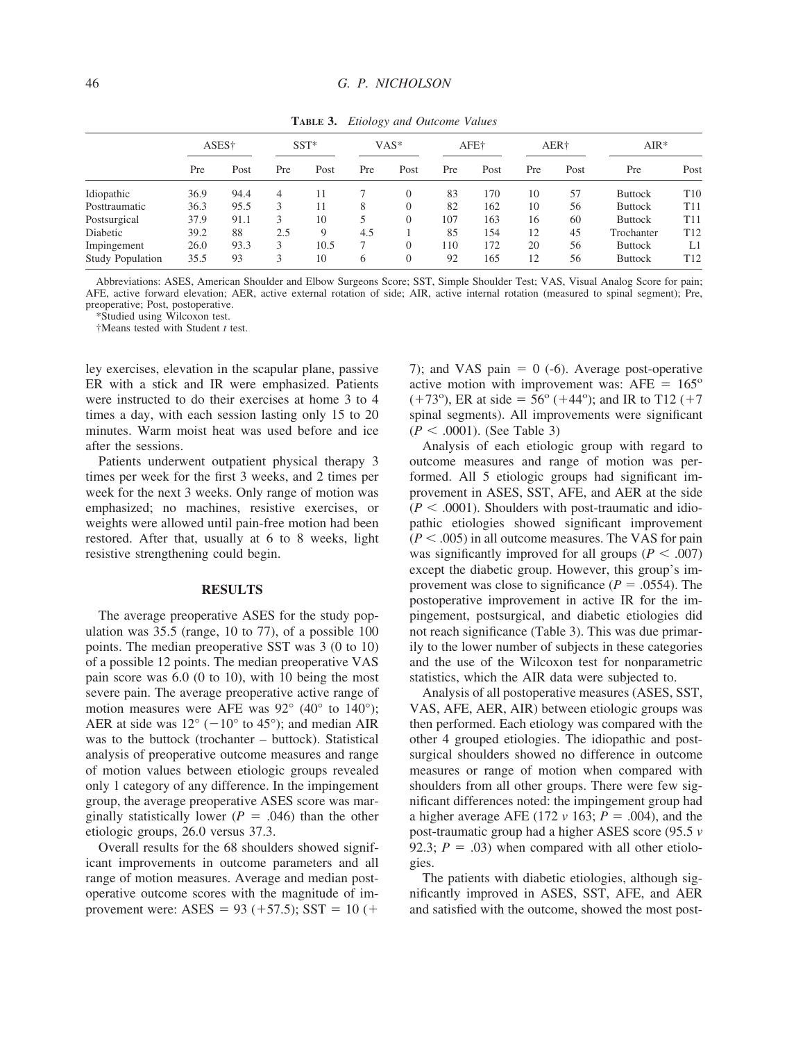**TABLE 3.** *Etiology and Outcome Values*

| | ASES† | | SST* | | VAS* | | AFE† | | AER† | | AIR* | |
|---|---|---|---|---|---|---|---|---|---|---|---|---|
| | Pre | Post | Pre | Post | Pre | Post | Pre | Post | Pre | Post | Pre | Post |
| Idiopathic | 36.9 | 94.4 | 4 | 11 | 7 | 0 | 83 | 170 | 10 | 57 | Buttock | T10 |
| Posttraumatic | 36.3 | 95.5 | 3 | 11 | 8 | 0 | 82 | 162 | 10 | 56 | Buttock | T11 |
| Postsurgical | 37.9 | 91.1 | 3 | 10 | 5 | 0 | 107 | 163 | 16 | 60 | Buttock | T11 |
| Diabetic | 39.2 | 88 | 2.5 | 9 | 4.5 | 1 | 85 | 154 | 12 | 45 | Trochanter | T12 |
| Impingement | 26.0 | 93.3 | 3 | 10.5 | 7 | 0 | 110 | 172 | 20 | 56 | Buttock | L1 |
| Study Population | 35.5 | 93 | 3 | 10 | 6 | 0 | 92 | 165 | 12 | 56 | Buttock | T12 |

Abbreviations: ASES, American Shoulder and Elbow Surgeons Score; SST, Simple Shoulder Test; VAS, Visual Analog Score for pain; AFE, active forward elevation; AER, active external rotation of side; AIR, active internal rotation (measured to spinal segment); Pre, preoperative; Post, postoperative.

*Studied using Wilcoxon test.

†Means tested with Student *t* test.

ley exercises, elevation in the scapular plane, passive ER with a stick and IR were emphasized. Patients were instructed to do their exercises at home 3 to 4 times a day, with each session lasting only 15 to 20 minutes. Warm moist heat was used before and ice after the sessions.

Patients underwent outpatient physical therapy 3 times per week for the first 3 weeks, and 2 times per week for the next 3 weeks. Only range of motion was emphasized; no machines, resistive exercises, or weights were allowed until pain-free motion had been restored. After that, usually at 6 to 8 weeks, light resistive strengthening could begin.

## RESULTS

The average preoperative ASES for the study population was 35.5 (range, 10 to 77), of a possible 100 points. The median preoperative SST was 3 (0 to 10) of a possible 12 points. The median preoperative VAS pain score was 6.0 (0 to 10), with 10 being the most severe pain. The average preoperative active range of motion measures were AFE was 92° (40° to 140°); AER at side was 12° (−10° to 45°); and median AIR was to the buttock (trochanter – buttock). Statistical analysis of preoperative outcome measures and range of motion values between etiologic groups revealed only 1 category of any difference. In the impingement group, the average preoperative ASES score was marginally statistically lower ($P = .046$) than the other etiologic groups, 26.0 versus 37.3.

Overall results for the 68 shoulders showed significant improvements in outcome parameters and all range of motion measures. Average and median postoperative outcome scores with the magnitude of improvement were: ASES = 93 (+57.5); SST = 10 (+7); and VAS pain = 0 (-6). Average post-operative active motion with improvement was: AFE = 165° (+73°), ER at side = 56° (+44°); and IR to T12 (+7 spinal segments). All improvements were significant ($P < .0001$). (See Table 3)

Analysis of each etiologic group with regard to outcome measures and range of motion was performed. All 5 etiologic groups had significant improvement in ASES, SST, AFE, and AER at the side ($P < .0001$). Shoulders with post-traumatic and idiopathic etiologies showed significant improvement ($P < .005$) in all outcome measures. The VAS for pain was significantly improved for all groups ($P < .007$) except the diabetic group. However, this group's improvement was close to significance ($P = .0554$). The postoperative improvement in active IR for the impingement, postsurgical, and diabetic etiologies did not reach significance (Table 3). This was due primarily to the lower number of subjects in these categories and the use of the Wilcoxon test for nonparametric statistics, which the AIR data were subjected to.

Analysis of all postoperative measures (ASES, SST, VAS, AFE, AER, AIR) between etiologic groups was then performed. Each etiology was compared with the other 4 grouped etiologies. The idiopathic and postsurgical shoulders showed no difference in outcome measures or range of motion when compared with shoulders from all other groups. There were few significant differences noted: the impingement group had a higher average AFE (172 *v* 163; $P = .004$), and the post-traumatic group had a higher ASES score (95.5 *v* 92.3; $P = .03$) when compared with all other etiologies.

The patients with diabetic etiologies, although significantly improved in ASES, SST, AFE, and AER and satisfied with the outcome, showed the most post-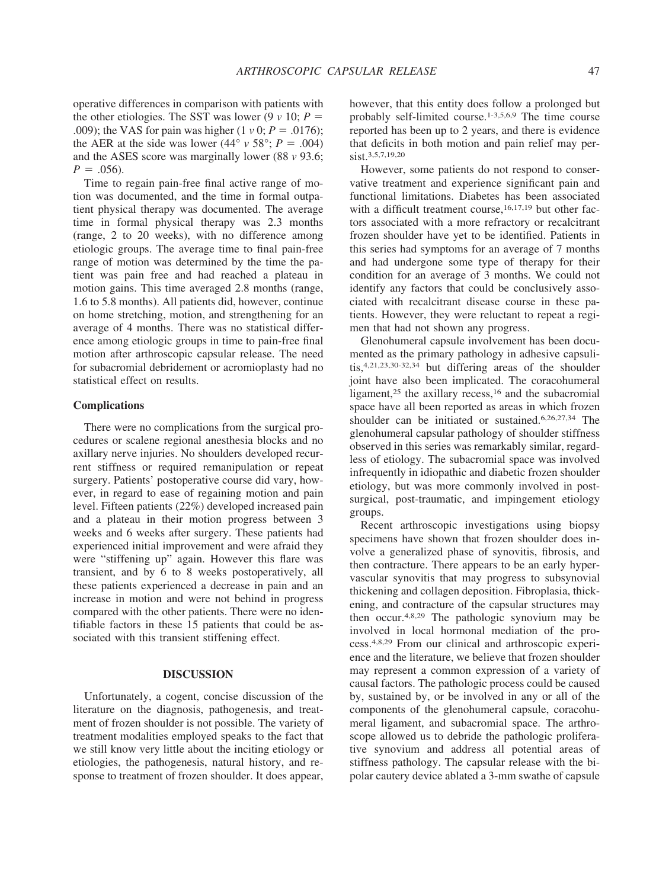operative differences in comparison with patients with the other etiologies. The SST was lower (9 *v* 10; $P = .009$); the VAS for pain was higher (1 *v* 0; $P = .0176$); the AER at the side was lower (44° *v* 58°; $P = .004$) and the ASES score was marginally lower (88 *v* 93.6; $P = .056$).

Time to regain pain-free final active range of motion was documented, and the time in formal outpatient physical therapy was documented. The average time in formal physical therapy was 2.3 months (range, 2 to 20 weeks), with no difference among etiologic groups. The average time to final pain-free range of motion was determined by the time the patient was pain free and had reached a plateau in motion gains. This time averaged 2.8 months (range, 1.6 to 5.8 months). All patients did, however, continue on home stretching, motion, and strengthening for an average of 4 months. There was no statistical difference among etiologic groups in time to pain-free final motion after arthroscopic capsular release. The need for subacromial debridement or acromioplasty had no statistical effect on results.

### Complications

There were no complications from the surgical procedures or scalene regional anesthesia blocks and no axillary nerve injuries. No shoulders developed recurrent stiffness or required remanipulation or repeat surgery. Patients' postoperative course did vary, however, in regard to ease of regaining motion and pain level. Fifteen patients (22%) developed increased pain and a plateau in their motion progress between 3 weeks and 6 weeks after surgery. These patients had experienced initial improvement and were afraid they were "stiffening up" again. However this flare was transient, and by 6 to 8 weeks postoperatively, all these patients experienced a decrease in pain and an increase in motion and were not behind in progress compared with the other patients. There were no identifiable factors in these 15 patients that could be associated with this transient stiffening effect.

## DISCUSSION

Unfortunately, a cogent, concise discussion of the literature on the diagnosis, pathogenesis, and treatment of frozen shoulder is not possible. The variety of treatment modalities employed speaks to the fact that we still know very little about the inciting etiology or etiologies, the pathogenesis, natural history, and response to treatment of frozen shoulder. It does appear, however, that this entity does follow a prolonged but probably self-limited course.[1-3,5,6,9] The time course reported has been up to 2 years, and there is evidence that deficits in both motion and pain relief may persist.[3,5,7,19,20]

However, some patients do not respond to conservative treatment and experience significant pain and functional limitations. Diabetes has been associated with a difficult treatment course,[16,17,19] but other factors associated with a more refractory or recalcitrant frozen shoulder have yet to be identified. Patients in this series had symptoms for an average of 7 months and had undergone some type of therapy for their condition for an average of 3 months. We could not identify any factors that could be conclusively associated with recalcitrant disease course in these patients. However, they were reluctant to repeat a regimen that had not shown any progress.

Glenohumeral capsule involvement has been documented as the primary pathology in adhesive capsulitis,[4,21,23,30-32,34] but differing areas of the shoulder joint have also been implicated. The coracohumeral ligament,[25] the axillary recess,[16] and the subacromial space have all been reported as areas in which frozen shoulder can be initiated or sustained.[6,26,27,34] The glenohumeral capsular pathology of shoulder stiffness observed in this series was remarkably similar, regardless of etiology. The subacromial space was involved infrequently in idiopathic and diabetic frozen shoulder etiology, but was more commonly involved in postsurgical, post-traumatic, and impingement etiology groups.

Recent arthroscopic investigations using biopsy specimens have shown that frozen shoulder does involve a generalized phase of synovitis, fibrosis, and then contracture. There appears to be an early hypervascular synovitis that may progress to subsynovial thickening and collagen deposition. Fibroplasia, thickening, and contracture of the capsular structures may then occur.[4,8,29] The pathologic synovium may be involved in local hormonal mediation of the process.[4,8,29] From our clinical and arthroscopic experience and the literature, we believe that frozen shoulder may represent a common expression of a variety of causal factors. The pathologic process could be caused by, sustained by, or be involved in any or all of the components of the glenohumeral capsule, coracohumeral ligament, and subacromial space. The arthroscope allowed us to debride the pathologic proliferative synovium and address all potential areas of stiffness pathology. The capsular release with the bipolar cautery device ablated a 3-mm swathe of capsule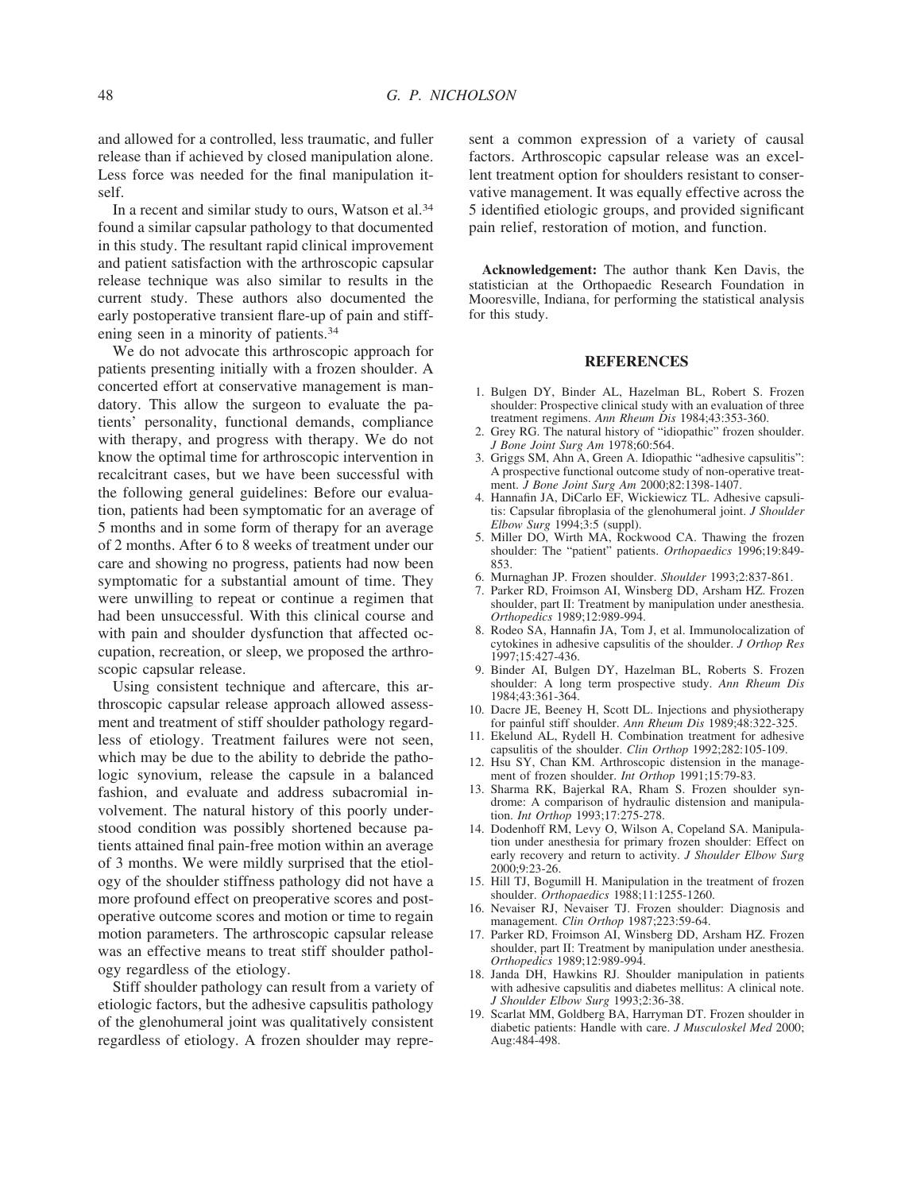and allowed for a controlled, less traumatic, and fuller release than if achieved by closed manipulation alone. Less force was needed for the final manipulation itself.

In a recent and similar study to ours, Watson et al.[34] found a similar capsular pathology to that documented in this study. The resultant rapid clinical improvement and patient satisfaction with the arthroscopic capsular release technique was also similar to results in the current study. These authors also documented the early postoperative transient flare-up of pain and stiffening seen in a minority of patients.[34]

We do not advocate this arthroscopic approach for patients presenting initially with a frozen shoulder. A concerted effort at conservative management is mandatory. This allow the surgeon to evaluate the patients' personality, functional demands, compliance with therapy, and progress with therapy. We do not know the optimal time for arthroscopic intervention in recalcitrant cases, but we have been successful with the following general guidelines: Before our evaluation, patients had been symptomatic for an average of 5 months and in some form of therapy for an average of 2 months. After 6 to 8 weeks of treatment under our care and showing no progress, patients had now been symptomatic for a substantial amount of time. They were unwilling to repeat or continue a regimen that had been unsuccessful. With this clinical course and with pain and shoulder dysfunction that affected occupation, recreation, or sleep, we proposed the arthroscopic capsular release.

Using consistent technique and aftercare, this arthroscopic capsular release approach allowed assessment and treatment of stiff shoulder pathology regardless of etiology. Treatment failures were not seen, which may be due to the ability to debride the pathologic synovium, release the capsule in a balanced fashion, and evaluate and address subacromial involvement. The natural history of this poorly understood condition was possibly shortened because patients attained final pain-free motion within an average of 3 months. We were mildly surprised that the etiology of the shoulder stiffness pathology did not have a more profound effect on preoperative scores and postoperative outcome scores and motion or time to regain motion parameters. The arthroscopic capsular release was an effective means to treat stiff shoulder pathology regardless of the etiology.

Stiff shoulder pathology can result from a variety of etiologic factors, but the adhesive capsulitis pathology of the glenohumeral joint was qualitatively consistent regardless of etiology. A frozen shoulder may represent a common expression of a variety of causal factors. Arthroscopic capsular release was an excellent treatment option for shoulders resistant to conservative management. It was equally effective across the 5 identified etiologic groups, and provided significant pain relief, restoration of motion, and function.

**Acknowledgement:** The author thank Ken Davis, the statistician at the Orthopaedic Research Foundation in Mooresville, Indiana, for performing the statistical analysis for this study.

## REFERENCES

1. Bulgen DY, Binder AL, Hazelman BL, Robert S. Frozen shoulder: Prospective clinical study with an evaluation of three treatment regimens. *Ann Rheum Dis* 1984;43:353-360.
2. Grey RG. The natural history of "idiopathic" frozen shoulder. *J Bone Joint Surg Am* 1978;60:564.
3. Griggs SM, Ahn A, Green A. Idiopathic "adhesive capsulitis": A prospective functional outcome study of non-operative treatment. *J Bone Joint Surg Am* 2000;82:1398-1407.
4. Hannafin JA, DiCarlo EF, Wickiewicz TL. Adhesive capsulitis: Capsular fibroplasia of the glenohumeral joint. *J Shoulder Elbow Surg* 1994;3:5 (suppl).
5. Miller DO, Wirth MA, Rockwood CA. Thawing the frozen shoulder: The "patient" patients. *Orthopaedics* 1996;19:849-853.
6. Murnaghan JP. Frozen shoulder. *Shoulder* 1993;2:837-861.
7. Parker RD, Froimson AI, Winsberg DD, Arsham HZ. Frozen shoulder, part II: Treatment by manipulation under anesthesia. *Orthopedics* 1989;12:989-994.
8. Rodeo SA, Hannafin JA, Tom J, et al. Immunolocalization of cytokines in adhesive capsulitis of the shoulder. *J Orthop Res* 1997;15:427-436.
9. Binder AI, Bulgen DY, Hazelman BL, Roberts S. Frozen shoulder: A long term prospective study. *Ann Rheum Dis* 1984;43:361-364.
10. Dacre JE, Beeney H, Scott DL. Injections and physiotherapy for painful stiff shoulder. *Ann Rheum Dis* 1989;48:322-325.
11. Ekelund AL, Rydell H. Combination treatment for adhesive capsulitis of the shoulder. *Clin Orthop* 1992;282:105-109.
12. Hsu SY, Chan KM. Arthroscopic distension in the management of frozen shoulder. *Int Orthop* 1991;15:79-83.
13. Sharma RK, Bajerkal RA, Rham S. Frozen shoulder syndrome: A comparison of hydraulic distension and manipulation. *Int Orthop* 1993;17:275-278.
14. Dodenhoff RM, Levy O, Wilson A, Copeland SA. Manipulation under anesthesia for primary frozen shoulder: Effect on early recovery and return to activity. *J Shoulder Elbow Surg* 2000;9:23-26.
15. Hill TJ, Bogumill H. Manipulation in the treatment of frozen shoulder. *Orthopaedics* 1988;11:1255-1260.
16. Nevaiser RJ, Nevaiser TJ. Frozen shoulder: Diagnosis and management. *Clin Orthop* 1987;223:59-64.
17. Parker RD, Froimson AI, Winsberg DD, Arsham HZ. Frozen shoulder, part II: Treatment by manipulation under anesthesia. *Orthopedics* 1989;12:989-994.
18. Janda DH, Hawkins RJ. Shoulder manipulation in patients with adhesive capsulitis and diabetes mellitus: A clinical note. *J Shoulder Elbow Surg* 1993;2:36-38.
19. Scarlat MM, Goldberg BA, Harryman DT. Frozen shoulder in diabetic patients: Handle with care. *J Musculoskel Med* 2000; Aug:484-498.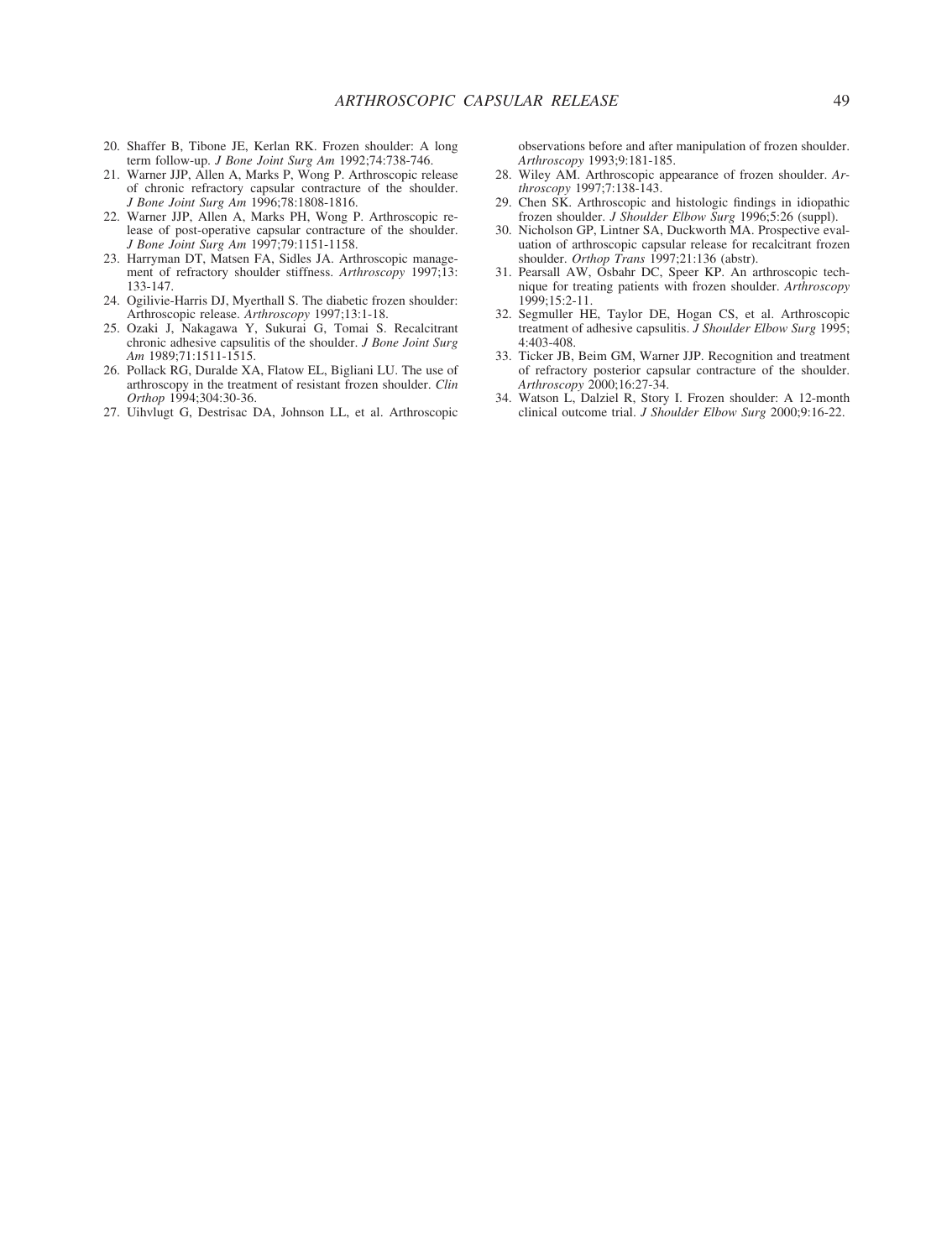20. Shaffer B, Tibone JE, Kerlan RK. Frozen shoulder: A long term follow-up. *J Bone Joint Surg Am* 1992;74:738-746.
21. Warner JJP, Allen A, Marks P, Wong P. Arthroscopic release of chronic refractory capsular contracture of the shoulder. *J Bone Joint Surg Am* 1996;78:1808-1816.
22. Warner JJP, Allen A, Marks PH, Wong P. Arthroscopic release of post-operative capsular contracture of the shoulder. *J Bone Joint Surg Am* 1997;79:1151-1158.
23. Harryman DT, Matsen FA, Sidles JA. Arthroscopic management of refractory shoulder stiffness. *Arthroscopy* 1997;13:133-147.
24. Ogilivie-Harris DJ, Myerthall S. The diabetic frozen shoulder: Arthroscopic release. *Arthroscopy* 1997;13:1-18.
25. Ozaki J, Nakagawa Y, Sukurai G, Tomai S. Recalcitrant chronic adhesive capsulitis of the shoulder. *J Bone Joint Surg Am* 1989;71:1511-1515.
26. Pollack RG, Duralde XA, Flatow EL, Bigliani LU. The use of arthroscopy in the treatment of resistant frozen shoulder. *Clin Orthop* 1994;304:30-36.
27. Uihvlugt G, Destrisac DA, Johnson LL, et al. Arthroscopic observations before and after manipulation of frozen shoulder. *Arthroscopy* 1993;9:181-185.
28. Wiley AM. Arthroscopic appearance of frozen shoulder. *Arthroscopy* 1997;7:138-143.
29. Chen SK. Arthroscopic and histologic findings in idiopathic frozen shoulder. *J Shoulder Elbow Surg* 1996;5:26 (suppl).
30. Nicholson GP, Lintner SA, Duckworth MA. Prospective evaluation of arthroscopic capsular release for recalcitrant frozen shoulder. *Orthop Trans* 1997;21:136 (abstr).
31. Pearsall AW, Osbahr DC, Speer KP. An arthroscopic technique for treating patients with frozen shoulder. *Arthroscopy* 1999;15:2-11.
32. Segmuller HE, Taylor DE, Hogan CS, et al. Arthroscopic treatment of adhesive capsulitis. *J Shoulder Elbow Surg* 1995;4:403-408.
33. Ticker JB, Beim GM, Warner JJP. Recognition and treatment of refractory posterior capsular contracture of the shoulder. *Arthroscopy* 2000;16:27-34.
34. Watson L, Dalziel R, Story I. Frozen shoulder: A 12-month clinical outcome trial. *J Shoulder Elbow Surg* 2000;9:16-22.